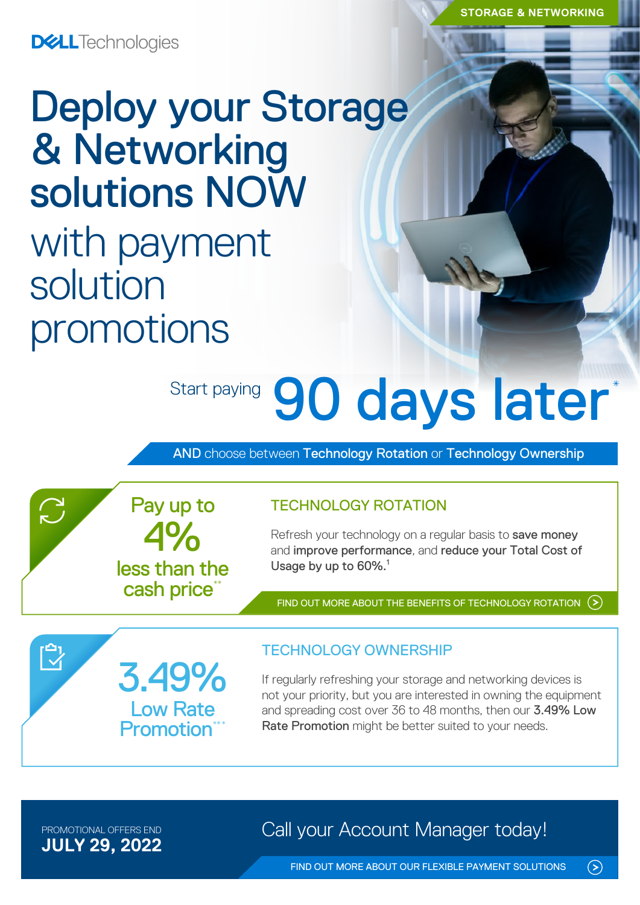STORAGE & NETWORKING

DELL Technologies

# Deploy your Storage & Networking solutions NOW

## with payment solution promotions

Start paying **90 days later***

**AND** choose between **Technology Rotation** or **Technology Ownership**

Pay up to **4%** less than the cash price**

### TECHNOLOGY ROTATION

Refresh your technology on a regular basis to **save money** and **improve performance**, and **reduce your Total Cost of Usage by up to 60%.**[1]

FIND OUT MORE ABOUT THE BENEFITS OF TECHNOLOGY ROTATION

**3.49%** Low Rate Promotion***

### TECHNOLOGY OWNERSHIP

If regularly refreshing your storage and networking devices is not your priority, but you are interested in owning the equipment and spreading cost over 36 to 48 months, then our **3.49% Low Rate Promotion** might be better suited to your needs.

PROMOTIONAL OFFERS END
**JULY 29, 2022**

Call your Account Manager today!

FIND OUT MORE ABOUT OUR FLEXIBLE PAYMENT SOLUTIONS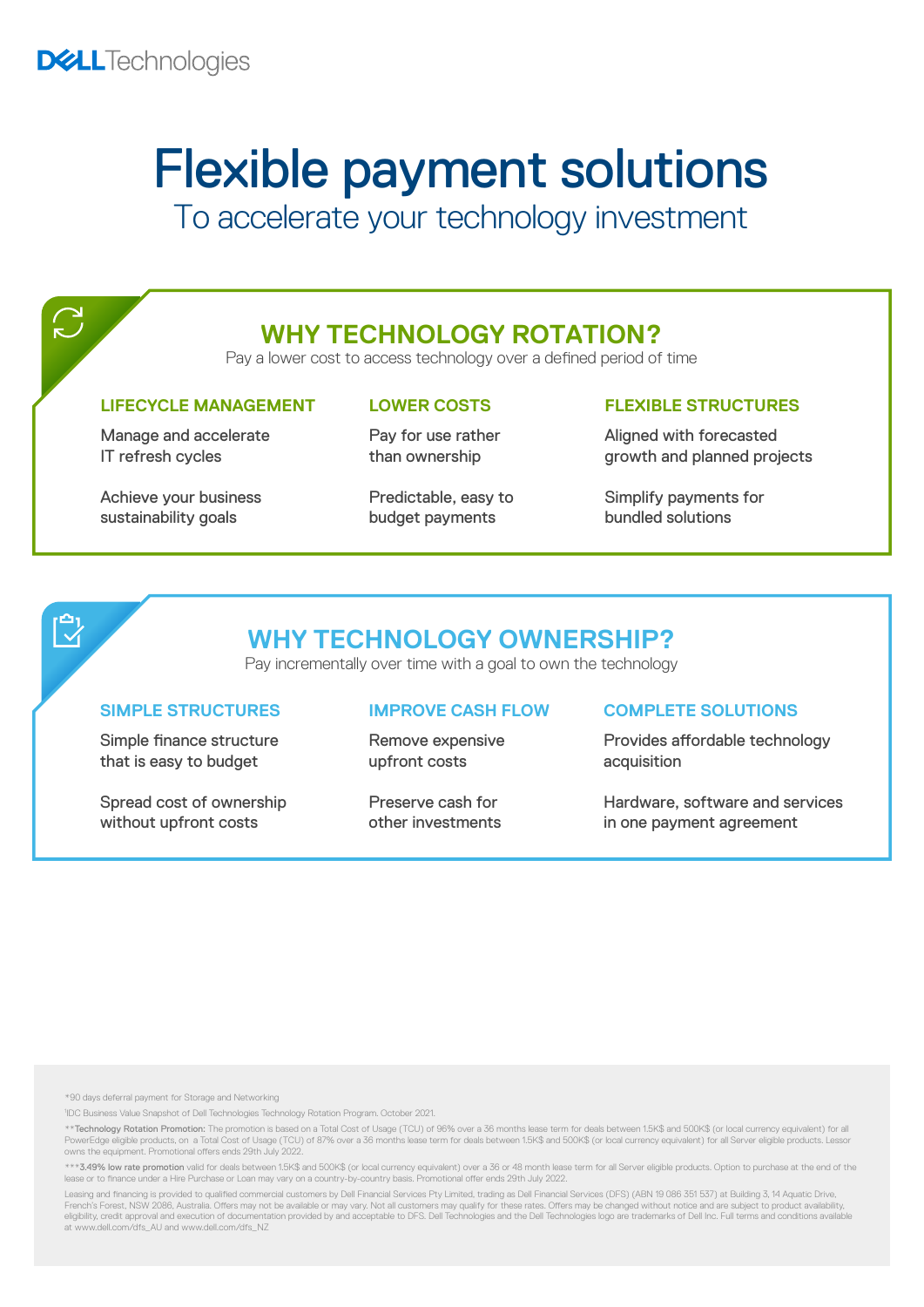# Flexible payment solutions

To accelerate your technology investment

## WHY TECHNOLOGY ROTATION?

Pay a lower cost to access technology over a defined period of time

### LIFECYCLE MANAGEMENT

Manage and accelerate IT refresh cycles

Achieve your business sustainability goals

### LOWER COSTS

Pay for use rather than ownership

Predictable, easy to budget payments

### FLEXIBLE STRUCTURES

Aligned with forecasted growth and planned projects

Simplify payments for bundled solutions

## WHY TECHNOLOGY OWNERSHIP?

Pay incrementally over time with a goal to own the technology

### SIMPLE STRUCTURES

Simple finance structure that is easy to budget

Spread cost of ownership without upfront costs

### IMPROVE CASH FLOW

Remove expensive upfront costs

Preserve cash for other investments

### COMPLETE SOLUTIONS

Provides affordable technology acquisition

Hardware, software and services in one payment agreement

*90 days deferral payment for Storage and Networking

[1]IDC Business Value Snapshot of Dell Technologies Technology Rotation Program. October 2021.

**Technology Rotation Promotion: The promotion is based on a Total Cost of Usage (TCU) of 96% over a 36 months lease term for deals between 1.5K$ and 500K$ (or local currency equivalent) for all PowerEdge eligible products, on a Total Cost of Usage (TCU) of 87% over a 36 months lease term for deals between 1.5K$ and 500K$ (or local currency equivalent) for all Server eligible products. Lessor owns the equipment. Promotional offers ends 29th July 2022.

***3.49% low rate promotion valid for deals between 1.5K$ and 500K$ (or local currency equivalent) over a 36 or 48 month lease term for all Server eligible products. Option to purchase at the end of the lease or to finance under a Hire Purchase or Loan may vary on a country-by-country basis. Promotional offer ends 29th July 2022.

Leasing and financing is provided to qualified commercial customers by Dell Financial Services Pty Limited, trading as Dell Financial Services (DFS) (ABN 19 086 351 537) at Building 3, 14 Aquatic Drive, French's Forest, NSW 2086, Australia. Offers may not be available or may vary. Not all customers may qualify for these rates. Offers may be changed without notice and are subject to product availability, eligibility, credit approval and execution of documentation provided by and acceptable to DFS. Dell Technologies and the Dell Technologies logo are trademarks of Dell Inc. Full terms and conditions available at www.dell.com/dfs_AU and www.dell.com/dfs_NZ